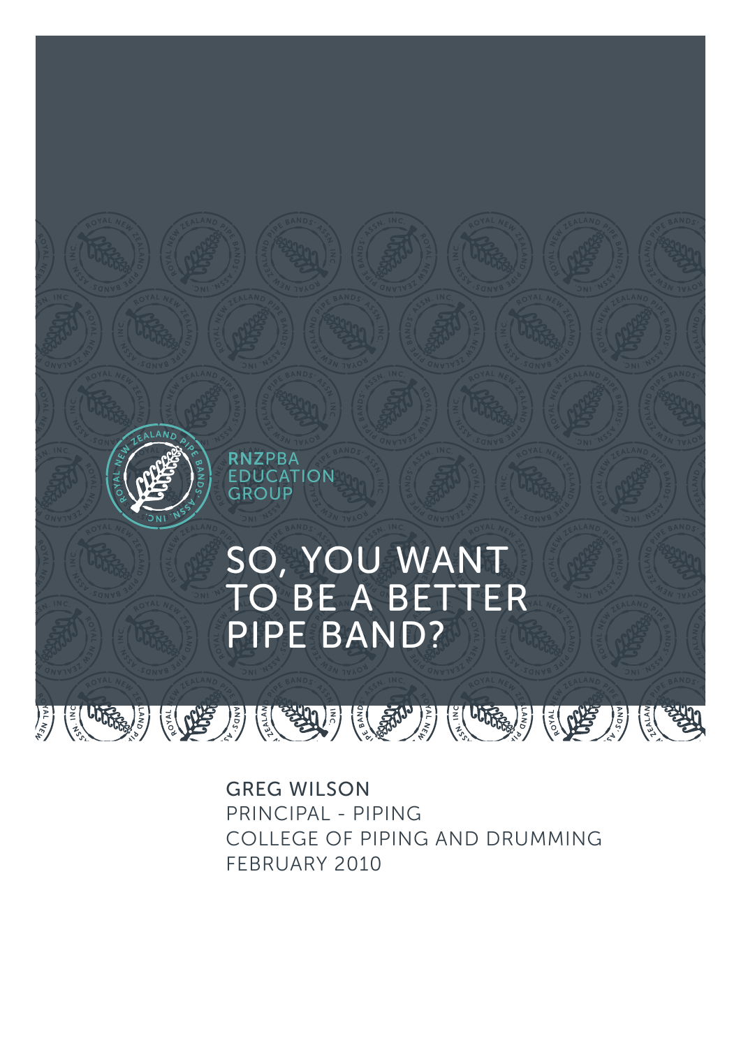RNZPBA EDUCATION GROUP

# SO, YOU WANT TO BE A BETTER PIPE BAND?

GREG WILSON
PRINCIPAL - PIPING
COLLEGE OF PIPING AND DRUMMING
FEBRUARY 2010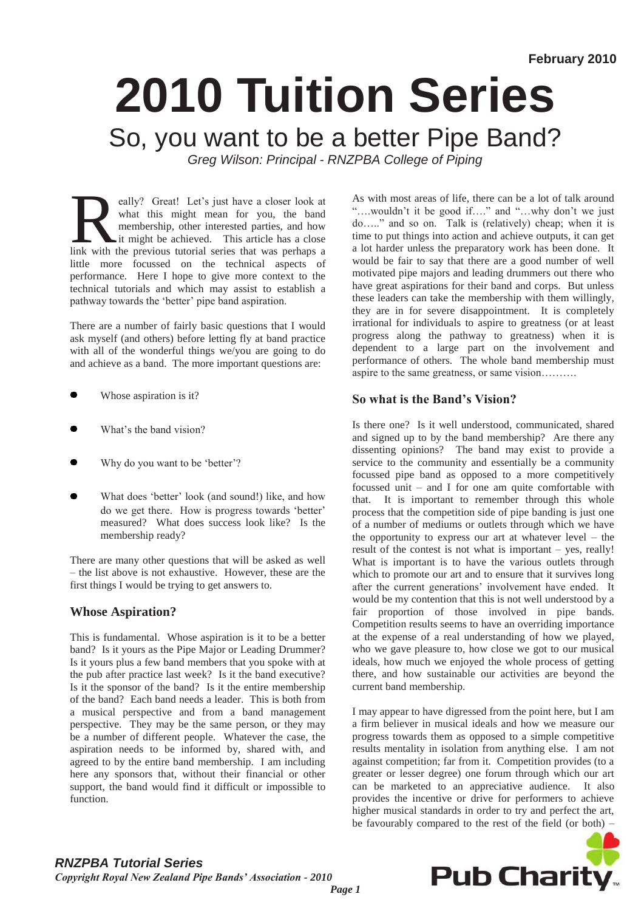February 2010

# 2010 Tuition Series

## So, you want to be a better Pipe Band?

*Greg Wilson: Principal - RNZPBA College of Piping*

Really? Great! Let's just have a closer look at what this might mean for you, the band membership, other interested parties, and how it might be achieved. This article has a close link with the previous tutorial series that was perhaps a little more focussed on the technical aspects of performance. Here I hope to give more context to the technical tutorials and which may assist to establish a pathway towards the 'better' pipe band aspiration.

There are a number of fairly basic questions that I would ask myself (and others) before letting fly at band practice with all of the wonderful things we/you are going to do and achieve as a band. The more important questions are:

- Whose aspiration is it?
- What's the band vision?
- Why do you want to be 'better'?
- What does 'better' look (and sound!) like, and how do we get there. How is progress towards 'better' measured? What does success look like? Is the membership ready?

There are many other questions that will be asked as well – the list above is not exhaustive. However, these are the first things I would be trying to get answers to.

### Whose Aspiration?

This is fundamental. Whose aspiration is it to be a better band? Is it yours as the Pipe Major or Leading Drummer? Is it yours plus a few band members that you spoke with at the pub after practice last week? Is it the band executive? Is it the sponsor of the band? Is it the entire membership of the band? Each band needs a leader. This is both from a musical perspective and from a band management perspective. They may be the same person, or they may be a number of different people. Whatever the case, the aspiration needs to be informed by, shared with, and agreed to by the entire band membership. I am including here any sponsors that, without their financial or other support, the band would find it difficult or impossible to function.

As with most areas of life, there can be a lot of talk around "….wouldn't it be good if…." and "…why don't we just do….." and so on. Talk is (relatively) cheap; when it is time to put things into action and achieve outputs, it can get a lot harder unless the preparatory work has been done. It would be fair to say that there are a good number of well motivated pipe majors and leading drummers out there who have great aspirations for their band and corps. But unless these leaders can take the membership with them willingly, they are in for severe disappointment. It is completely irrational for individuals to aspire to greatness (or at least progress along the pathway to greatness) when it is dependent to a large part on the involvement and performance of others. The whole band membership must aspire to the same greatness, or same vision……….

### So what is the Band's Vision?

Is there one? Is it well understood, communicated, shared and signed up to by the band membership? Are there any dissenting opinions? The band may exist to provide a service to the community and essentially be a community focussed pipe band as opposed to a more competitively focussed unit – and I for one am quite comfortable with that. It is important to remember through this whole process that the competition side of pipe banding is just one of a number of mediums or outlets through which we have the opportunity to express our art at whatever level – the result of the contest is not what is important – yes, really! What is important is to have the various outlets through which to promote our art and to ensure that it survives long after the current generations' involvement have ended. It would be my contention that this is not well understood by a fair proportion of those involved in pipe bands. Competition results seems to have an overriding importance at the expense of a real understanding of how we played, who we gave pleasure to, how close we got to our musical ideals, how much we enjoyed the whole process of getting there, and how sustainable our activities are beyond the current band membership.

I may appear to have digressed from the point here, but I am a firm believer in musical ideals and how we measure our progress towards them as opposed to a simple competitive results mentality in isolation from anything else. I am not against competition; far from it. Competition provides (to a greater or lesser degree) one forum through which our art can be marketed to an appreciative audience. It also provides the incentive or drive for performers to achieve higher musical standards in order to try and perfect the art, be favourably compared to the rest of the field (or both) –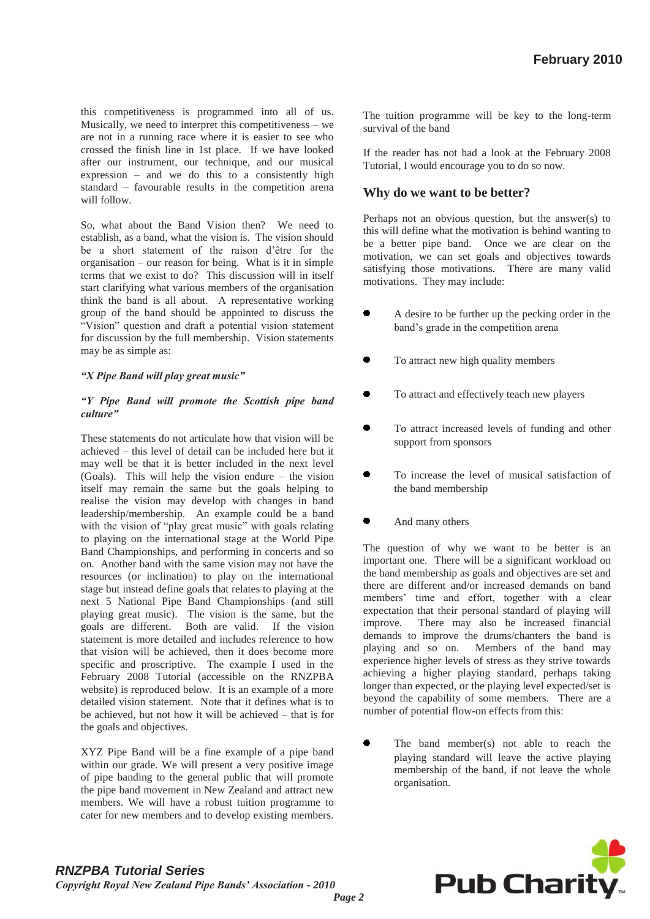this competitiveness is programmed into all of us. Musically, we need to interpret this competitiveness – we are not in a running race where it is easier to see who crossed the finish line in 1st place. If we have looked after our instrument, our technique, and our musical expression – and we do this to a consistently high standard – favourable results in the competition arena will follow.

So, what about the Band Vision then? We need to establish, as a band, what the vision is. The vision should be a short statement of the raison d'être for the organisation – our reason for being. What is it in simple terms that we exist to do? This discussion will in itself start clarifying what various members of the organisation think the band is all about. A representative working group of the band should be appointed to discuss the "Vision" question and draft a potential vision statement for discussion by the full membership. Vision statements may be as simple as:

***"X Pipe Band will play great music"***

***"Y Pipe Band will promote the Scottish pipe band culture"***

These statements do not articulate how that vision will be achieved – this level of detail can be included here but it may well be that it is better included in the next level (Goals). This will help the vision endure – the vision itself may remain the same but the goals helping to realise the vision may develop with changes in band leadership/membership. An example could be a band with the vision of "play great music" with goals relating to playing on the international stage at the World Pipe Band Championships, and performing in concerts and so on. Another band with the same vision may not have the resources (or inclination) to play on the international stage but instead define goals that relates to playing at the next 5 National Pipe Band Championships (and still playing great music). The vision is the same, but the goals are different. Both are valid. If the vision statement is more detailed and includes reference to how that vision will be achieved, then it does become more specific and proscriptive. The example I used in the February 2008 Tutorial (accessible on the RNZPBA website) is reproduced below. It is an example of a more detailed vision statement. Note that it defines what is to be achieved, but not how it will be achieved – that is for the goals and objectives.

XYZ Pipe Band will be a fine example of a pipe band within our grade. We will present a very positive image of pipe banding to the general public that will promote the pipe band movement in New Zealand and attract new members. We will have a robust tuition programme to cater for new members and to develop existing members. The tuition programme will be key to the long-term survival of the band

If the reader has not had a look at the February 2008 Tutorial, I would encourage you to do so now.

## Why do we want to be better?

Perhaps not an obvious question, but the answer(s) to this will define what the motivation is behind wanting to be a better pipe band. Once we are clear on the motivation, we can set goals and objectives towards satisfying those motivations. There are many valid motivations. They may include:

- A desire to be further up the pecking order in the band's grade in the competition arena
- To attract new high quality members
- To attract and effectively teach new players
- To attract increased levels of funding and other support from sponsors
- To increase the level of musical satisfaction of the band membership
- And many others

The question of why we want to be better is an important one. There will be a significant workload on the band membership as goals and objectives are set and there are different and/or increased demands on band members' time and effort, together with a clear expectation that their personal standard of playing will improve. There may also be increased financial demands to improve the drums/chanters the band is playing and so on. Members of the band may experience higher levels of stress as they strive towards achieving a higher playing standard, perhaps taking longer than expected, or the playing level expected/set is beyond the capability of some members. There are a number of potential flow-on effects from this:

- The band member(s) not able to reach the playing standard will leave the active playing membership of the band, if not leave the whole organisation.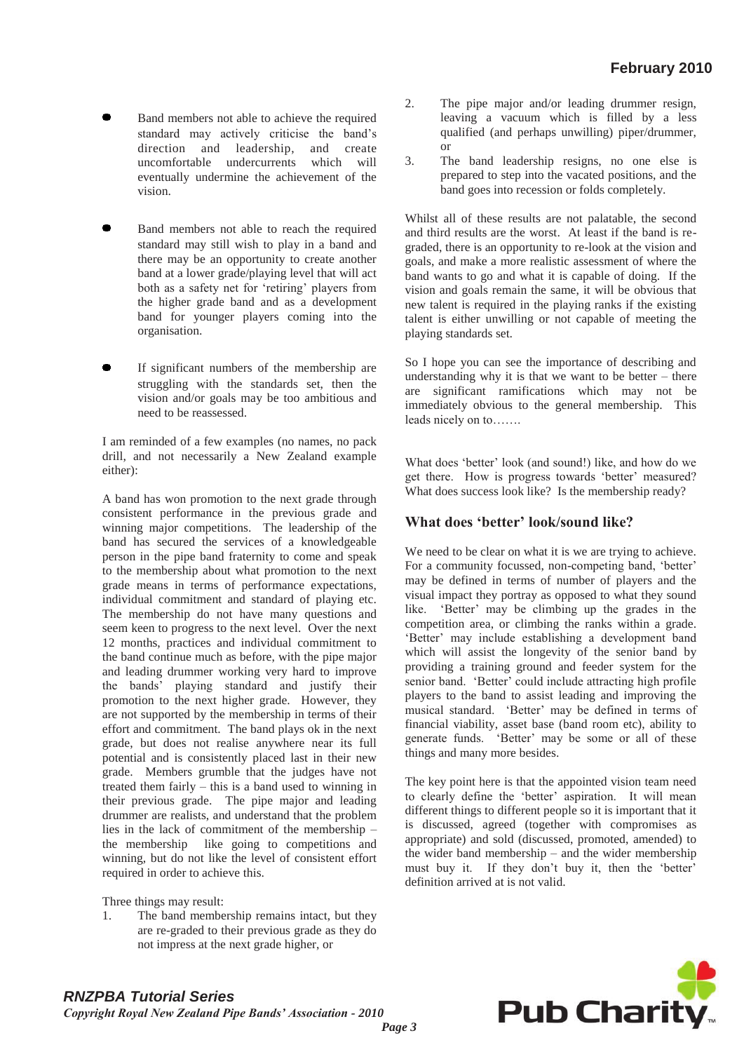- Band members not able to achieve the required standard may actively criticise the band's direction and leadership, and create uncomfortable undercurrents which will eventually undermine the achievement of the vision.

- Band members not able to reach the required standard may still wish to play in a band and there may be an opportunity to create another band at a lower grade/playing level that will act both as a safety net for 'retiring' players from the higher grade band and as a development band for younger players coming into the organisation.

- If significant numbers of the membership are struggling with the standards set, then the vision and/or goals may be too ambitious and need to be reassessed.

I am reminded of a few examples (no names, no pack drill, and not necessarily a New Zealand example either):

A band has won promotion to the next grade through consistent performance in the previous grade and winning major competitions. The leadership of the band has secured the services of a knowledgeable person in the pipe band fraternity to come and speak to the membership about what promotion to the next grade means in terms of performance expectations, individual commitment and standard of playing etc. The membership do not have many questions and seem keen to progress to the next level. Over the next 12 months, practices and individual commitment to the band continue much as before, with the pipe major and leading drummer working very hard to improve the bands' playing standard and justify their promotion to the next higher grade. However, they are not supported by the membership in terms of their effort and commitment. The band plays ok in the next grade, but does not realise anywhere near its full potential and is consistently placed last in their new grade. Members grumble that the judges have not treated them fairly – this is a band used to winning in their previous grade. The pipe major and leading drummer are realists, and understand that the problem lies in the lack of commitment of the membership – the membership like going to competitions and winning, but do not like the level of consistent effort required in order to achieve this.

Three things may result:

1. The band membership remains intact, but they are re-graded to their previous grade as they do not impress at the next grade higher, or
2. The pipe major and/or leading drummer resign, leaving a vacuum which is filled by a less qualified (and perhaps unwilling) piper/drummer, or
3. The band leadership resigns, no one else is prepared to step into the vacated positions, and the band goes into recession or folds completely.

Whilst all of these results are not palatable, the second and third results are the worst. At least if the band is re-graded, there is an opportunity to re-look at the vision and goals, and make a more realistic assessment of where the band wants to go and what it is capable of doing. If the vision and goals remain the same, it will be obvious that new talent is required in the playing ranks if the existing talent is either unwilling or not capable of meeting the playing standards set.

So I hope you can see the importance of describing and understanding why it is that we want to be better – there are significant ramifications which may not be immediately obvious to the general membership. This leads nicely on to…….

What does 'better' look (and sound!) like, and how do we get there. How is progress towards 'better' measured? What does success look like? Is the membership ready?

## What does 'better' look/sound like?

We need to be clear on what it is we are trying to achieve. For a community focussed, non-competing band, 'better' may be defined in terms of number of players and the visual impact they portray as opposed to what they sound like. 'Better' may be climbing up the grades in the competition area, or climbing the ranks within a grade. 'Better' may include establishing a development band which will assist the longevity of the senior band by providing a training ground and feeder system for the senior band. 'Better' could include attracting high profile players to the band to assist leading and improving the musical standard. 'Better' may be defined in terms of financial viability, asset base (band room etc), ability to generate funds. 'Better' may be some or all of these things and many more besides.

The key point here is that the appointed vision team need to clearly define the 'better' aspiration. It will mean different things to different people so it is important that it is discussed, agreed (together with compromises as appropriate) and sold (discussed, promoted, amended) to the wider band membership – and the wider membership must buy it. If they don't buy it, then the 'better' definition arrived at is not valid.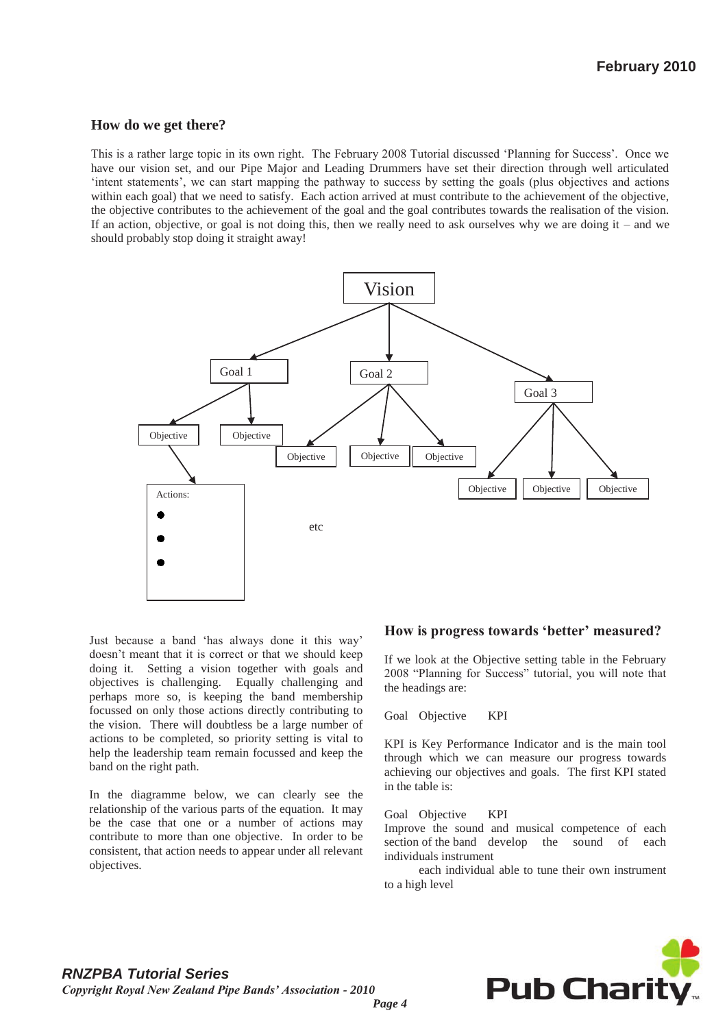## How do we get there?

This is a rather large topic in its own right. The February 2008 Tutorial discussed 'Planning for Success'. Once we have our vision set, and our Pipe Major and Leading Drummers have set their direction through well articulated 'intent statements', we can start mapping the pathway to success by setting the goals (plus objectives and actions within each goal) that we need to satisfy. Each action arrived at must contribute to the achievement of the objective, the objective contributes to the achievement of the goal and the goal contributes towards the realisation of the vision. If an action, objective, or goal is not doing this, then we really need to ask ourselves why we are doing it – and we should probably stop doing it straight away!

Vision

Goal 1 — Objective, Objective

Goal 2 — Objective, Objective, Objective

Goal 3 — Objective, Objective, Objective

Actions:

- 
- 
- 

etc

Just because a band 'has always done it this way' doesn't meant that it is correct or that we should keep doing it. Setting a vision together with goals and objectives is challenging. Equally challenging and perhaps more so, is keeping the band membership focussed on only those actions directly contributing to the vision. There will doubtless be a large number of actions to be completed, so priority setting is vital to help the leadership team remain focussed and keep the band on the right path.

In the diagramme below, we can clearly see the relationship of the various parts of the equation. It may be the case that one or a number of actions may contribute to more than one objective. In order to be consistent, that action needs to appear under all relevant objectives.

## How is progress towards 'better' measured?

If we look at the Objective setting table in the February 2008 "Planning for Success" tutorial, you will note that the headings are:

Goal Objective KPI

KPI is Key Performance Indicator and is the main tool through which we can measure our progress towards achieving our objectives and goals. The first KPI stated in the table is:

| Goal | Objective | KPI |
|---|---|---|
| Improve the sound and musical competence of each section of the band | develop the sound of each individuals instrument | each individual able to tune their own instrument to a high level |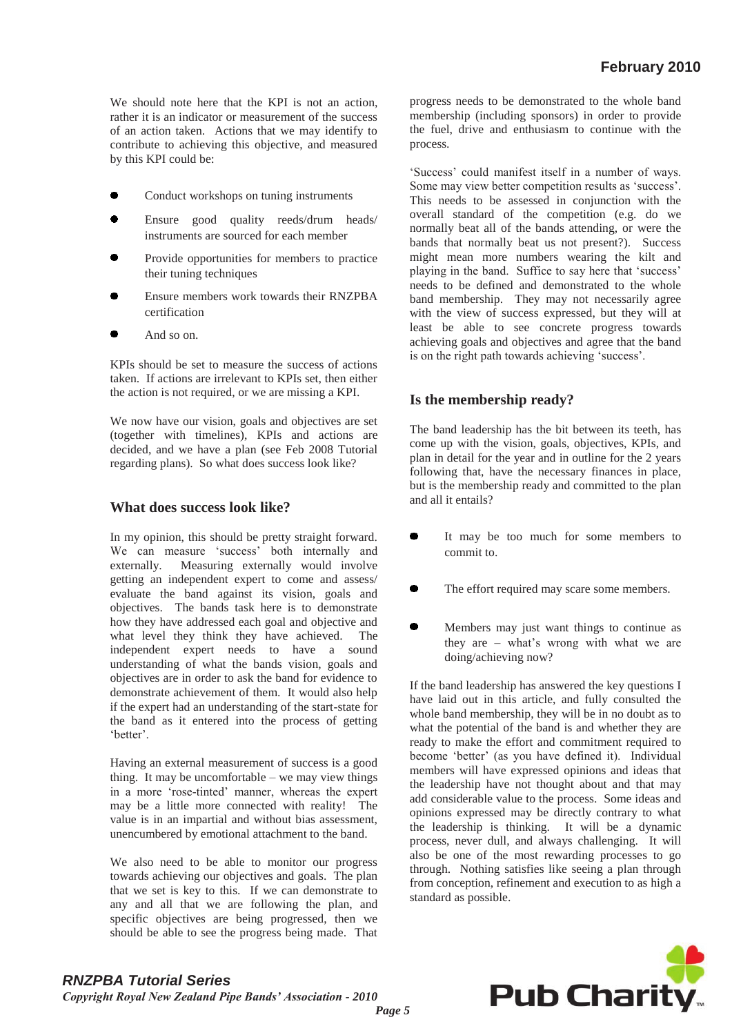We should note here that the KPI is not an action, rather it is an indicator or measurement of the success of an action taken. Actions that we may identify to contribute to achieving this objective, and measured by this KPI could be:

- Conduct workshops on tuning instruments
- Ensure good quality reeds/drum heads/ instruments are sourced for each member
- Provide opportunities for members to practice their tuning techniques
- Ensure members work towards their RNZPBA certification
- And so on.

KPIs should be set to measure the success of actions taken. If actions are irrelevant to KPIs set, then either the action is not required, or we are missing a KPI.

We now have our vision, goals and objectives are set (together with timelines), KPIs and actions are decided, and we have a plan (see Feb 2008 Tutorial regarding plans). So what does success look like?

## What does success look like?

In my opinion, this should be pretty straight forward. We can measure 'success' both internally and externally. Measuring externally would involve getting an independent expert to come and assess/ evaluate the band against its vision, goals and objectives. The bands task here is to demonstrate how they have addressed each goal and objective and what level they think they have achieved. The independent expert needs to have a sound understanding of what the bands vision, goals and objectives are in order to ask the band for evidence to demonstrate achievement of them. It would also help if the expert had an understanding of the start-state for the band as it entered into the process of getting 'better'.

Having an external measurement of success is a good thing. It may be uncomfortable – we may view things in a more 'rose-tinted' manner, whereas the expert may be a little more connected with reality! The value is in an impartial and without bias assessment, unencumbered by emotional attachment to the band.

We also need to be able to monitor our progress towards achieving our objectives and goals. The plan that we set is key to this. If we can demonstrate to any and all that we are following the plan, and specific objectives are being progressed, then we should be able to see the progress being made. That progress needs to be demonstrated to the whole band membership (including sponsors) in order to provide the fuel, drive and enthusiasm to continue with the process.

'Success' could manifest itself in a number of ways. Some may view better competition results as 'success'. This needs to be assessed in conjunction with the overall standard of the competition (e.g. do we normally beat all of the bands attending, or were the bands that normally beat us not present?). Success might mean more numbers wearing the kilt and playing in the band. Suffice to say here that 'success' needs to be defined and demonstrated to the whole band membership. They may not necessarily agree with the view of success expressed, but they will at least be able to see concrete progress towards achieving goals and objectives and agree that the band is on the right path towards achieving 'success'.

## Is the membership ready?

The band leadership has the bit between its teeth, has come up with the vision, goals, objectives, KPIs, and plan in detail for the year and in outline for the 2 years following that, have the necessary finances in place, but is the membership ready and committed to the plan and all it entails?

- It may be too much for some members to commit to.
- The effort required may scare some members.
- Members may just want things to continue as they are – what's wrong with what we are doing/achieving now?

If the band leadership has answered the key questions I have laid out in this article, and fully consulted the whole band membership, they will be in no doubt as to what the potential of the band is and whether they are ready to make the effort and commitment required to become 'better' (as you have defined it). Individual members will have expressed opinions and ideas that the leadership have not thought about and that may add considerable value to the process. Some ideas and opinions expressed may be directly contrary to what the leadership is thinking. It will be a dynamic process, never dull, and always challenging. It will also be one of the most rewarding processes to go through. Nothing satisfies like seeing a plan through from conception, refinement and execution to as high a standard as possible.